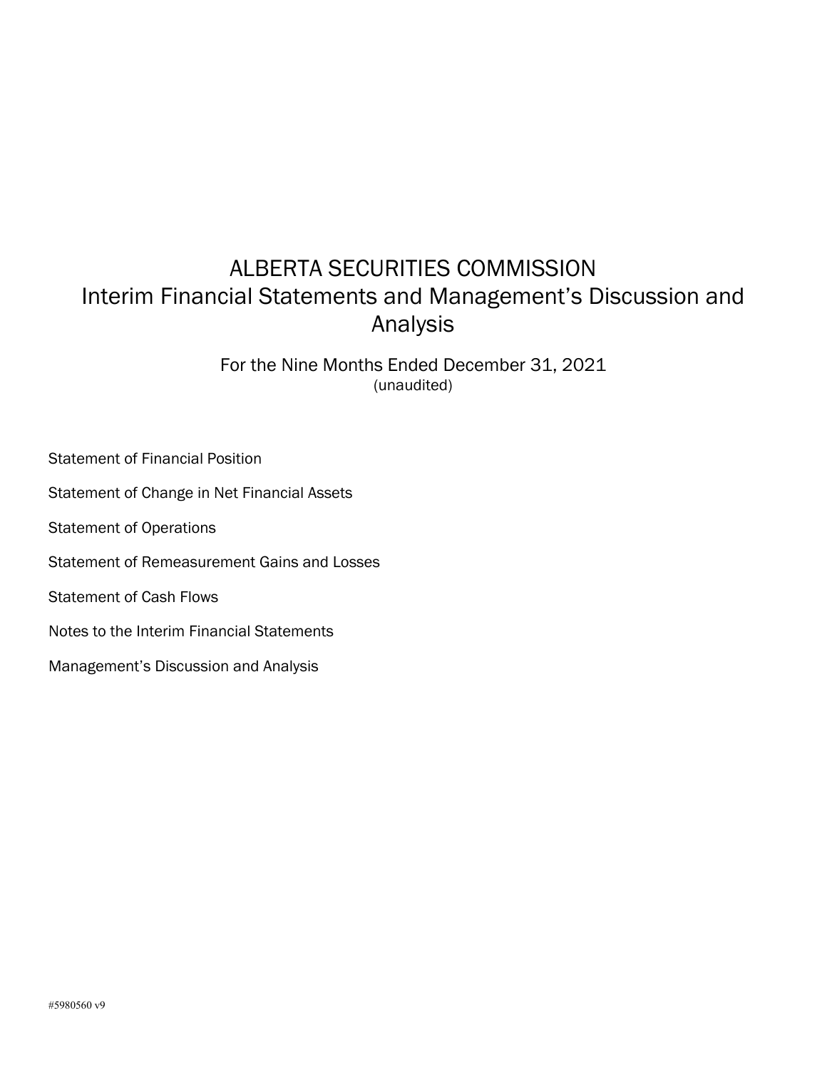# ALBERTA SECURITIES COMMISSION

# Interim Financial Statements and Management's Discussion and Analysis

For the Nine Months Ended December 31, 2021
(unaudited)

Statement of Financial Position

Statement of Change in Net Financial Assets

Statement of Operations

Statement of Remeasurement Gains and Losses

Statement of Cash Flows

Notes to the Interim Financial Statements

Management's Discussion and Analysis

#5980560 v9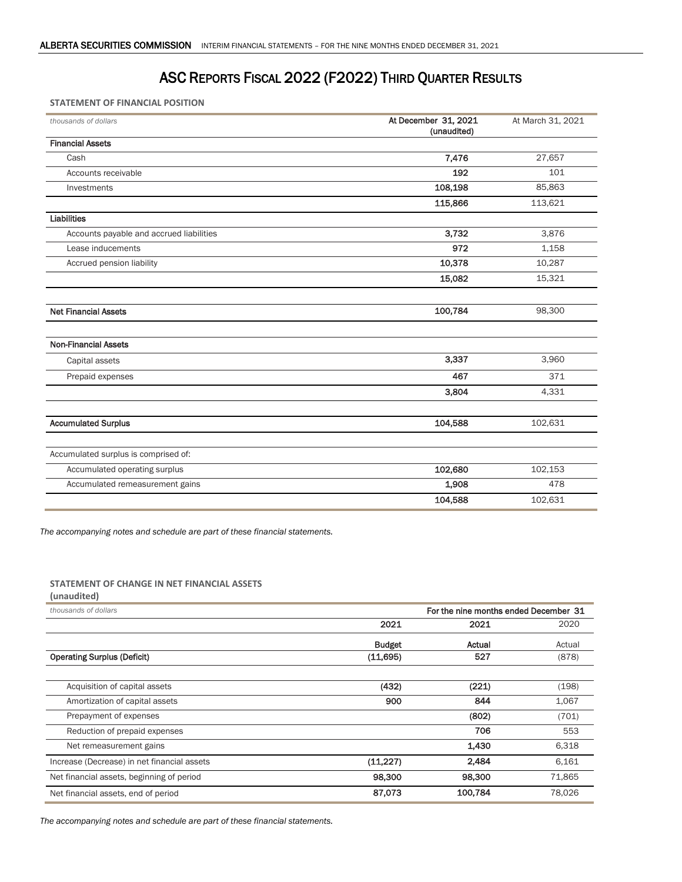# ASC Reports Fiscal 2022 (F2022) Third Quarter Results

## STATEMENT OF FINANCIAL POSITION

| *thousands of dollars* | At December 31, 2021 (unaudited) | At March 31, 2021 |
|---|---|---|
| **Financial Assets** | | |
| Cash | **7,476** | 27,657 |
| Accounts receivable | **192** | 101 |
| Investments | **108,198** | 85,863 |
| | **115,866** | 113,621 |
| **Liabilities** | | |
| Accounts payable and accrued liabilities | **3,732** | 3,876 |
| Lease inducements | **972** | 1,158 |
| Accrued pension liability | **10,378** | 10,287 |
| | **15,082** | 15,321 |
| **Net Financial Assets** | **100,784** | 98,300 |
| **Non-Financial Assets** | | |
| Capital assets | **3,337** | 3,960 |
| Prepaid expenses | **467** | 371 |
| | **3,804** | 4,331 |
| **Accumulated Surplus** | **104,588** | 102,631 |
| Accumulated surplus is comprised of: | | |
| Accumulated operating surplus | **102,680** | 102,153 |
| Accumulated remeasurement gains | **1,908** | 478 |
| | **104,588** | 102,631 |

*The accompanying notes and schedule are part of these financial statements.*

## STATEMENT OF CHANGE IN NET FINANCIAL ASSETS
**(unaudited)**

| *thousands of dollars* | For the nine months ended December 31 | | |
|---|---|---|---|
| | **2021** | **2021** | 2020 |
| | **Budget** | **Actual** | Actual |
| **Operating Surplus (Deficit)** | **(11,695)** | **527** | (878) |
| Acquisition of capital assets | **(432)** | **(221)** | (198) |
| Amortization of capital assets | **900** | **844** | 1,067 |
| Prepayment of expenses | | **(802)** | (701) |
| Reduction of prepaid expenses | | **706** | 553 |
| Net remeasurement gains | | **1,430** | 6,318 |
| Increase (Decrease) in net financial assets | **(11,227)** | **2,484** | 6,161 |
| Net financial assets, beginning of period | **98,300** | **98,300** | 71,865 |
| Net financial assets, end of period | **87,073** | **100,784** | 78,026 |

*The accompanying notes and schedule are part of these financial statements.*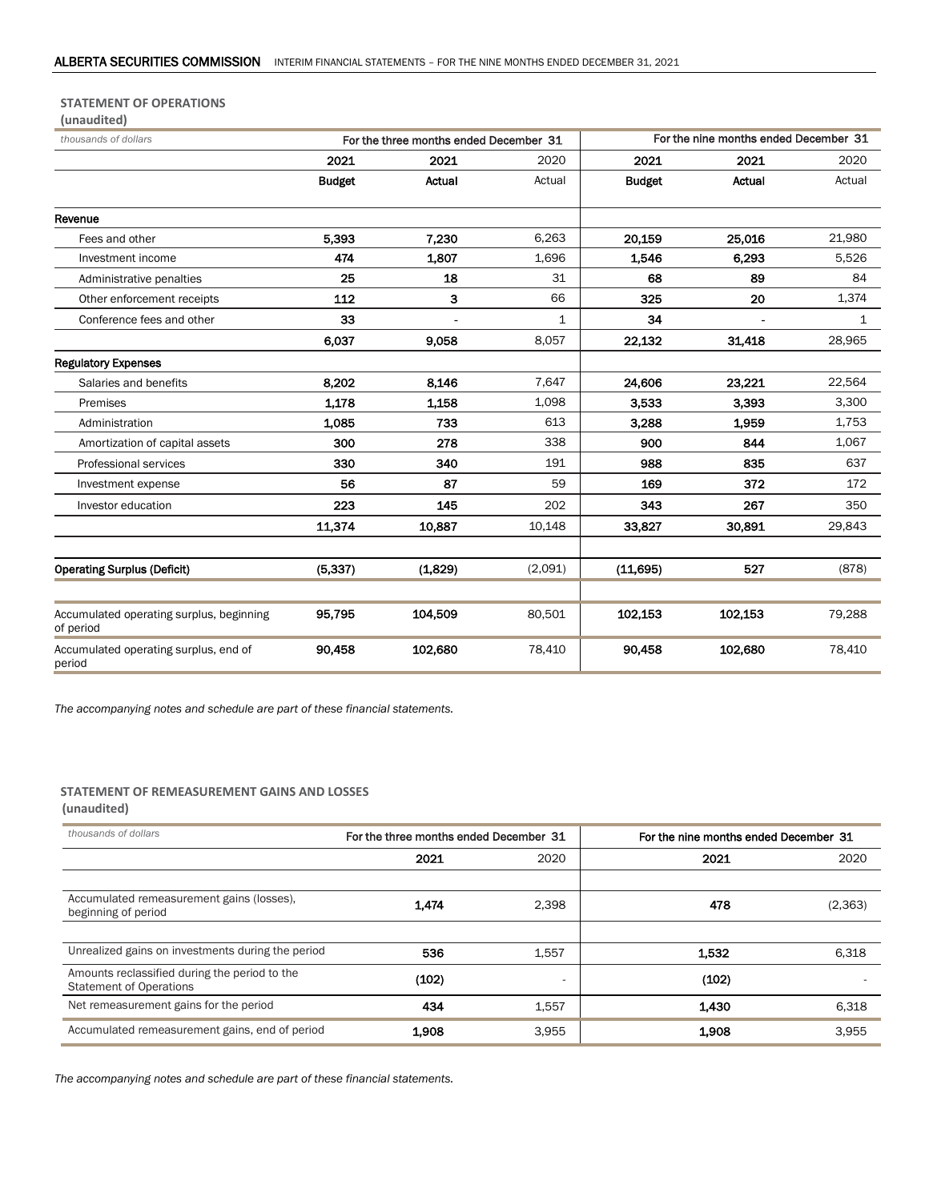### STATEMENT OF OPERATIONS
(unaudited)

| *thousands of dollars* | For the three months ended December 31 | | | For the nine months ended December 31 | | |
|---|---|---|---|---|---|---|
| | 2021 | 2021 | 2020 | 2021 | 2021 | 2020 |
| | **Budget** | **Actual** | Actual | **Budget** | **Actual** | Actual |
| **Revenue** | | | | | | |
| Fees and other | **5,393** | **7,230** | 6,263 | **20,159** | **25,016** | 21,980 |
| Investment income | **474** | **1,807** | 1,696 | **1,546** | **6,293** | 5,526 |
| Administrative penalties | **25** | **18** | 31 | **68** | **89** | 84 |
| Other enforcement receipts | **112** | **3** | 66 | **325** | **20** | 1,374 |
| Conference fees and other | **33** | - | 1 | **34** | - | 1 |
| | **6,037** | **9,058** | 8,057 | **22,132** | **31,418** | 28,965 |
| **Regulatory Expenses** | | | | | | |
| Salaries and benefits | **8,202** | **8,146** | 7,647 | **24,606** | **23,221** | 22,564 |
| Premises | **1,178** | **1,158** | 1,098 | **3,533** | **3,393** | 3,300 |
| Administration | **1,085** | **733** | 613 | **3,288** | **1,959** | 1,753 |
| Amortization of capital assets | **300** | **278** | 338 | **900** | **844** | 1,067 |
| Professional services | **330** | **340** | 191 | **988** | **835** | 637 |
| Investment expense | **56** | **87** | 59 | **169** | **372** | 172 |
| Investor education | **223** | **145** | 202 | **343** | **267** | 350 |
| | **11,374** | **10,887** | 10,148 | **33,827** | **30,891** | 29,843 |
| **Operating Surplus (Deficit)** | **(5,337)** | **(1,829)** | (2,091) | **(11,695)** | **527** | (878) |
| Accumulated operating surplus, beginning of period | **95,795** | **104,509** | 80,501 | **102,153** | **102,153** | 79,288 |
| Accumulated operating surplus, end of period | **90,458** | **102,680** | 78,410 | **90,458** | **102,680** | 78,410 |

*The accompanying notes and schedule are part of these financial statements.*

### STATEMENT OF REMEASUREMENT GAINS AND LOSSES
(unaudited)

| *thousands of dollars* | For the three months ended December 31 | | For the nine months ended December 31 | |
|---|---|---|---|---|
| | 2021 | 2020 | 2021 | 2020 |
| Accumulated remeasurement gains (losses), beginning of period | **1,474** | 2,398 | **478** | (2,363) |
| Unrealized gains on investments during the period | **536** | 1,557 | **1,532** | 6,318 |
| Amounts reclassified during the period to the Statement of Operations | **(102)** | - | **(102)** | - |
| Net remeasurement gains for the period | **434** | 1,557 | **1,430** | 6,318 |
| Accumulated remeasurement gains, end of period | **1,908** | 3,955 | **1,908** | 3,955 |

*The accompanying notes and schedule are part of these financial statements.*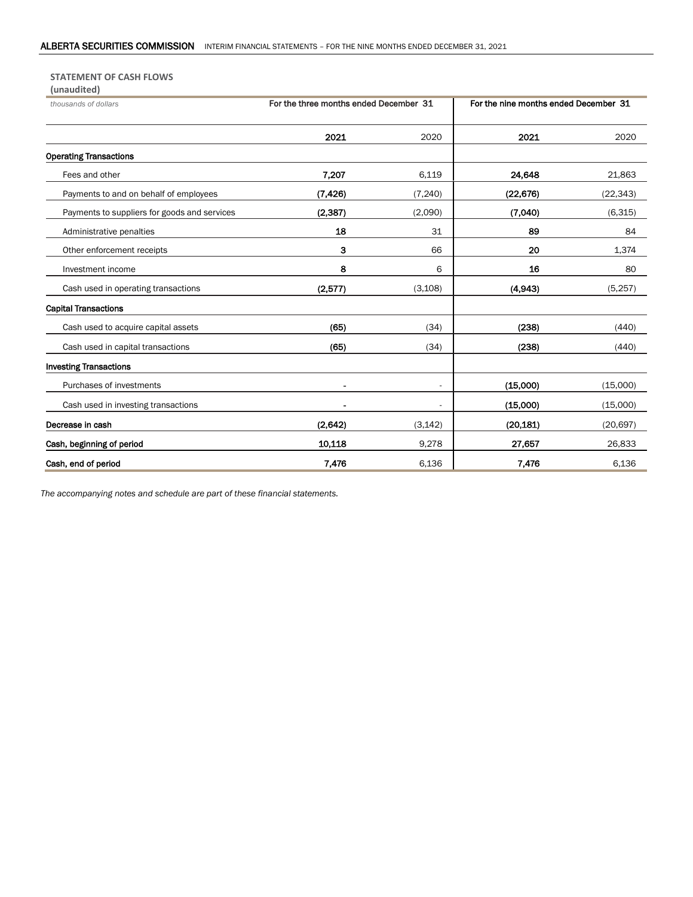## STATEMENT OF CASH FLOWS

**(unaudited)**

| *thousands of dollars* | For the three months ended December 31 | | For the nine months ended December 31 | |
|---|---|---|---|---|
| | **2021** | 2020 | **2021** | 2020 |
| **Operating Transactions** | | | | |
| Fees and other | **7,207** | 6,119 | **24,648** | 21,863 |
| Payments to and on behalf of employees | **(7,426)** | (7,240) | **(22,676)** | (22,343) |
| Payments to suppliers for goods and services | **(2,387)** | (2,090) | **(7,040)** | (6,315) |
| Administrative penalties | **18** | 31 | **89** | 84 |
| Other enforcement receipts | **3** | 66 | **20** | 1,374 |
| Investment income | **8** | 6 | **16** | 80 |
| Cash used in operating transactions | **(2,577)** | (3,108) | **(4,943)** | (5,257) |
| **Capital Transactions** | | | | |
| Cash used to acquire capital assets | **(65)** | (34) | **(238)** | (440) |
| Cash used in capital transactions | **(65)** | (34) | **(238)** | (440) |
| **Investing Transactions** | | | | |
| Purchases of investments | **-** | - | **(15,000)** | (15,000) |
| Cash used in investing transactions | **-** | - | **(15,000)** | (15,000) |
| **Decrease in cash** | **(2,642)** | (3,142) | **(20,181)** | (20,697) |
| **Cash, beginning of period** | **10,118** | 9,278 | **27,657** | 26,833 |
| **Cash, end of period** | **7,476** | 6,136 | **7,476** | 6,136 |

*The accompanying notes and schedule are part of these financial statements.*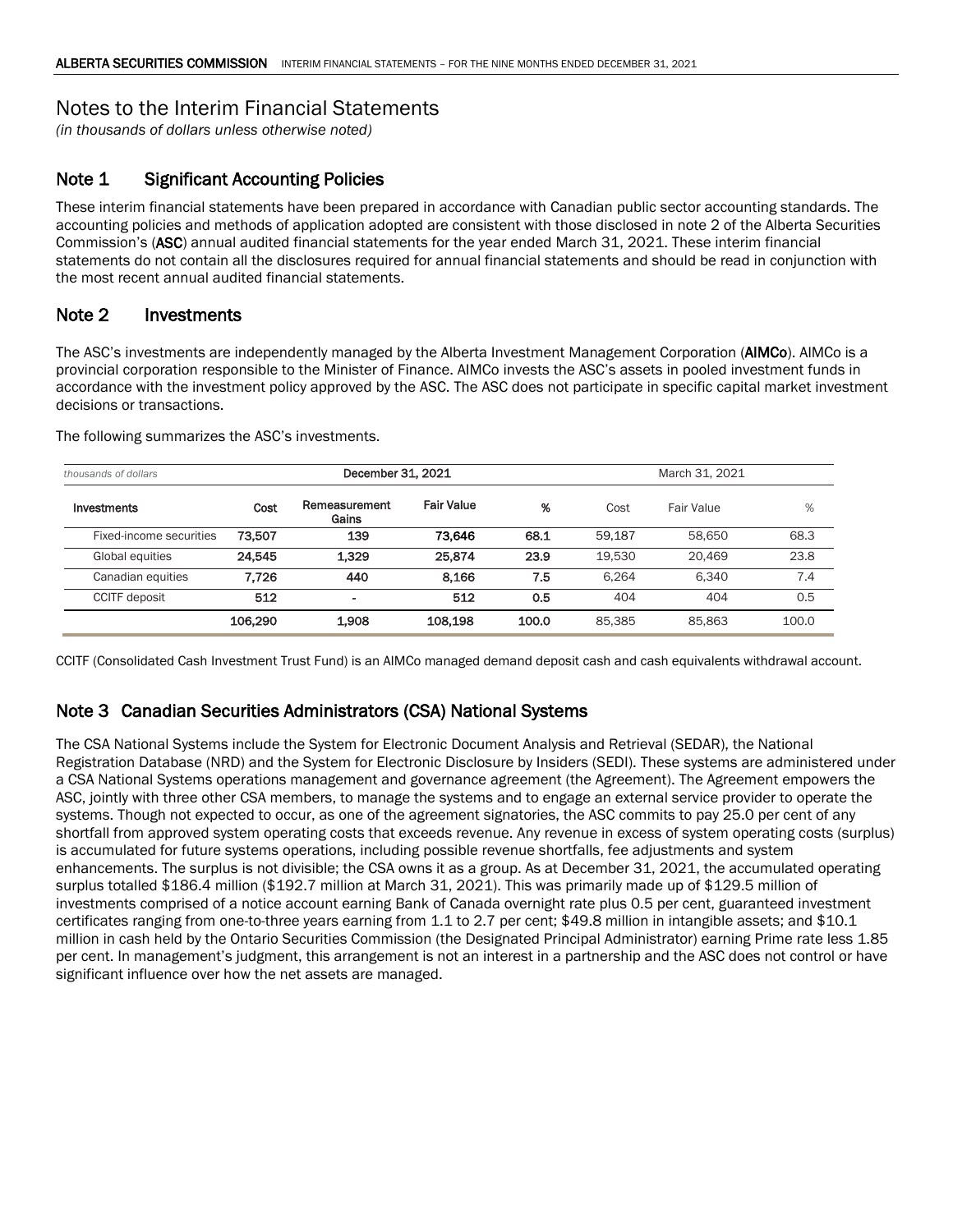# Notes to the Interim Financial Statements

*(in thousands of dollars unless otherwise noted)*

## Note 1 Significant Accounting Policies

These interim financial statements have been prepared in accordance with Canadian public sector accounting standards. The accounting policies and methods of application adopted are consistent with those disclosed in note 2 of the Alberta Securities Commission's (**ASC**) annual audited financial statements for the year ended March 31, 2021. These interim financial statements do not contain all the disclosures required for annual financial statements and should be read in conjunction with the most recent annual audited financial statements.

## Note 2 Investments

The ASC's investments are independently managed by the Alberta Investment Management Corporation (**AIMCo**). AIMCo is a provincial corporation responsible to the Minister of Finance. AIMCo invests the ASC's assets in pooled investment funds in accordance with the investment policy approved by the ASC. The ASC does not participate in specific capital market investment decisions or transactions.

The following summarizes the ASC's investments.

| *thousands of dollars* | December 31, 2021 | | | | March 31, 2021 | | |
|---|---|---|---|---|---|---|---|
| **Investments** | **Cost** | **Remeasurement Gains** | **Fair Value** | **%** | Cost | Fair Value | % |
| Fixed-income securities | **73,507** | **139** | **73,646** | **68.1** | 59,187 | 58,650 | 68.3 |
| Global equities | **24,545** | **1,329** | **25,874** | **23.9** | 19,530 | 20,469 | 23.8 |
| Canadian equities | **7,726** | **440** | **8,166** | **7.5** | 6,264 | 6,340 | 7.4 |
| CCITF deposit | **512** | **-** | **512** | **0.5** | 404 | 404 | 0.5 |
| | **106,290** | **1,908** | **108,198** | **100.0** | 85,385 | 85,863 | 100.0 |

CCITF (Consolidated Cash Investment Trust Fund) is an AIMCo managed demand deposit cash and cash equivalents withdrawal account.

## Note 3 Canadian Securities Administrators (CSA) National Systems

The CSA National Systems include the System for Electronic Document Analysis and Retrieval (SEDAR), the National Registration Database (NRD) and the System for Electronic Disclosure by Insiders (SEDI). These systems are administered under a CSA National Systems operations management and governance agreement (the Agreement). The Agreement empowers the ASC, jointly with three other CSA members, to manage the systems and to engage an external service provider to operate the systems. Though not expected to occur, as one of the agreement signatories, the ASC commits to pay 25.0 per cent of any shortfall from approved system operating costs that exceeds revenue. Any revenue in excess of system operating costs (surplus) is accumulated for future systems operations, including possible revenue shortfalls, fee adjustments and system enhancements. The surplus is not divisible; the CSA owns it as a group. As at December 31, 2021, the accumulated operating surplus totalled $186.4 million ($192.7 million at March 31, 2021). This was primarily made up of $129.5 million of investments comprised of a notice account earning Bank of Canada overnight rate plus 0.5 per cent, guaranteed investment certificates ranging from one-to-three years earning from 1.1 to 2.7 per cent; $49.8 million in intangible assets; and $10.1 million in cash held by the Ontario Securities Commission (the Designated Principal Administrator) earning Prime rate less 1.85 per cent. In management's judgment, this arrangement is not an interest in a partnership and the ASC does not control or have significant influence over how the net assets are managed.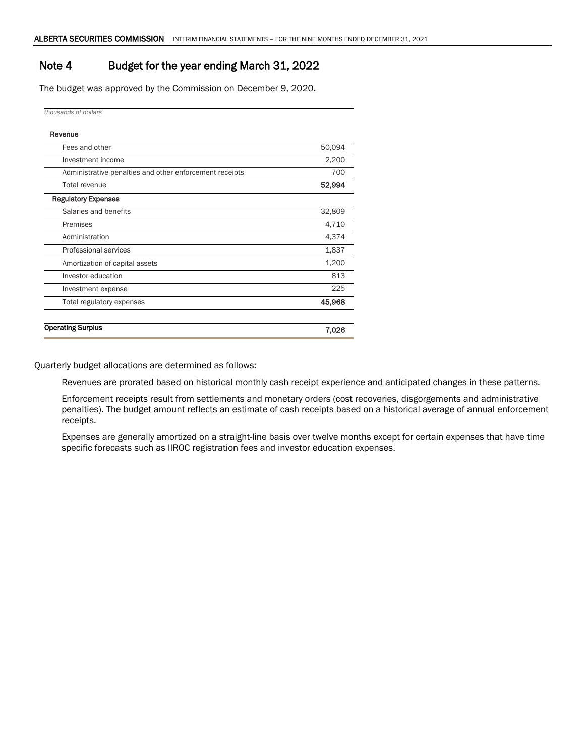## Note 4 Budget for the year ending March 31, 2022

The budget was approved by the Commission on December 9, 2020.

| *thousands of dollars* | |
|---|---|
| **Revenue** | |
| Fees and other | 50,094 |
| Investment income | 2,200 |
| Administrative penalties and other enforcement receipts | 700 |
| Total revenue | **52,994** |
| **Regulatory Expenses** | |
| Salaries and benefits | 32,809 |
| Premises | 4,710 |
| Administration | 4,374 |
| Professional services | 1,837 |
| Amortization of capital assets | 1,200 |
| Investor education | 813 |
| Investment expense | 225 |
| Total regulatory expenses | **45,968** |
| **Operating Surplus** | **7,026** |

Quarterly budget allocations are determined as follows:

Revenues are prorated based on historical monthly cash receipt experience and anticipated changes in these patterns.

Enforcement receipts result from settlements and monetary orders (cost recoveries, disgorgements and administrative penalties). The budget amount reflects an estimate of cash receipts based on a historical average of annual enforcement receipts.

Expenses are generally amortized on a straight-line basis over twelve months except for certain expenses that have time specific forecasts such as IIROC registration fees and investor education expenses.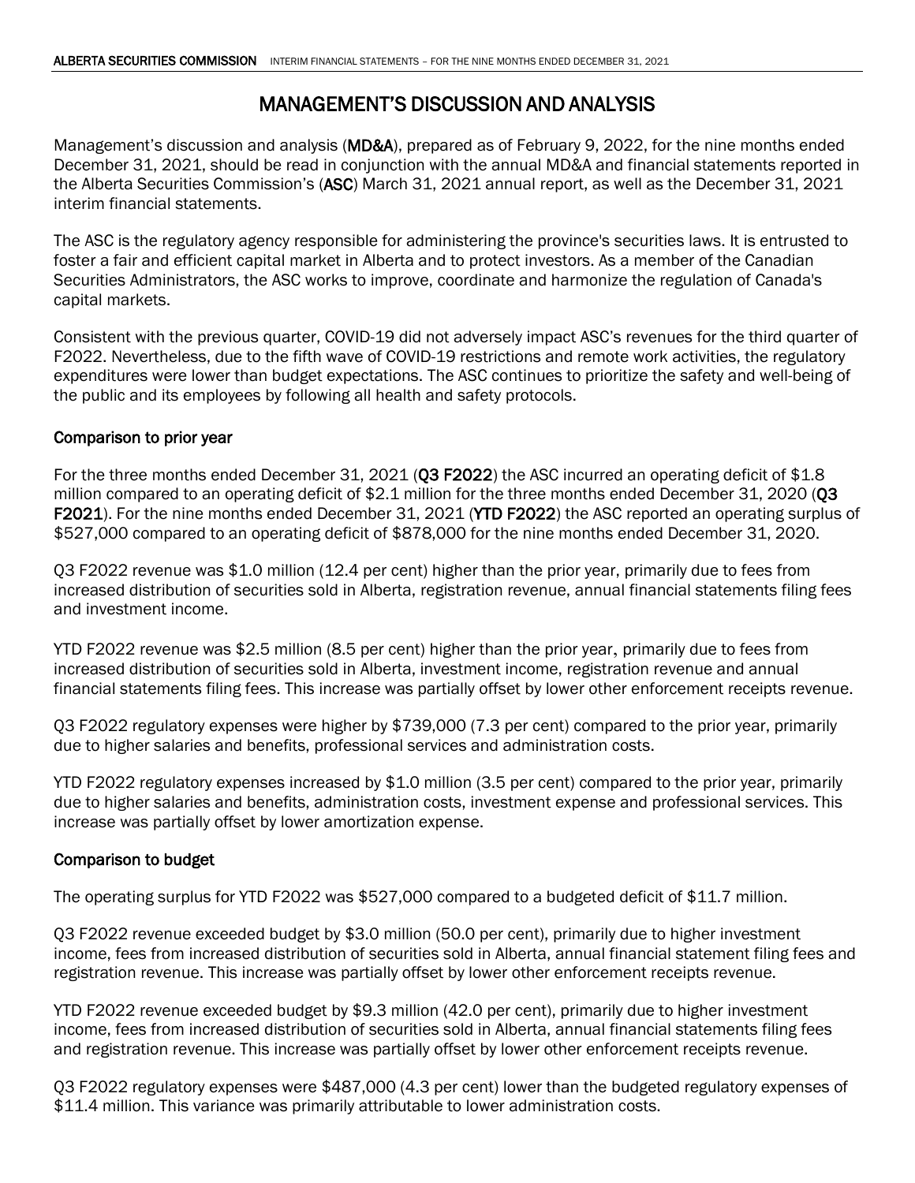# MANAGEMENT'S DISCUSSION AND ANALYSIS

Management's discussion and analysis (**MD&A**), prepared as of February 9, 2022, for the nine months ended December 31, 2021, should be read in conjunction with the annual MD&A and financial statements reported in the Alberta Securities Commission's (**ASC**) March 31, 2021 annual report, as well as the December 31, 2021 interim financial statements.

The ASC is the regulatory agency responsible for administering the province's securities laws. It is entrusted to foster a fair and efficient capital market in Alberta and to protect investors. As a member of the Canadian Securities Administrators, the ASC works to improve, coordinate and harmonize the regulation of Canada's capital markets.

Consistent with the previous quarter, COVID-19 did not adversely impact ASC's revenues for the third quarter of F2022. Nevertheless, due to the fifth wave of COVID-19 restrictions and remote work activities, the regulatory expenditures were lower than budget expectations. The ASC continues to prioritize the safety and well-being of the public and its employees by following all health and safety protocols.

## Comparison to prior year

For the three months ended December 31, 2021 (**Q3 F2022**) the ASC incurred an operating deficit of $1.8 million compared to an operating deficit of $2.1 million for the three months ended December 31, 2020 (**Q3 F2021**). For the nine months ended December 31, 2021 (**YTD F2022**) the ASC reported an operating surplus of $527,000 compared to an operating deficit of $878,000 for the nine months ended December 31, 2020.

Q3 F2022 revenue was $1.0 million (12.4 per cent) higher than the prior year, primarily due to fees from increased distribution of securities sold in Alberta, registration revenue, annual financial statements filing fees and investment income.

YTD F2022 revenue was $2.5 million (8.5 per cent) higher than the prior year, primarily due to fees from increased distribution of securities sold in Alberta, investment income, registration revenue and annual financial statements filing fees. This increase was partially offset by lower other enforcement receipts revenue.

Q3 F2022 regulatory expenses were higher by $739,000 (7.3 per cent) compared to the prior year, primarily due to higher salaries and benefits, professional services and administration costs.

YTD F2022 regulatory expenses increased by $1.0 million (3.5 per cent) compared to the prior year, primarily due to higher salaries and benefits, administration costs, investment expense and professional services. This increase was partially offset by lower amortization expense.

## Comparison to budget

The operating surplus for YTD F2022 was $527,000 compared to a budgeted deficit of $11.7 million.

Q3 F2022 revenue exceeded budget by $3.0 million (50.0 per cent), primarily due to higher investment income, fees from increased distribution of securities sold in Alberta, annual financial statement filing fees and registration revenue. This increase was partially offset by lower other enforcement receipts revenue.

YTD F2022 revenue exceeded budget by $9.3 million (42.0 per cent), primarily due to higher investment income, fees from increased distribution of securities sold in Alberta, annual financial statements filing fees and registration revenue. This increase was partially offset by lower other enforcement receipts revenue.

Q3 F2022 regulatory expenses were $487,000 (4.3 per cent) lower than the budgeted regulatory expenses of $11.4 million. This variance was primarily attributable to lower administration costs.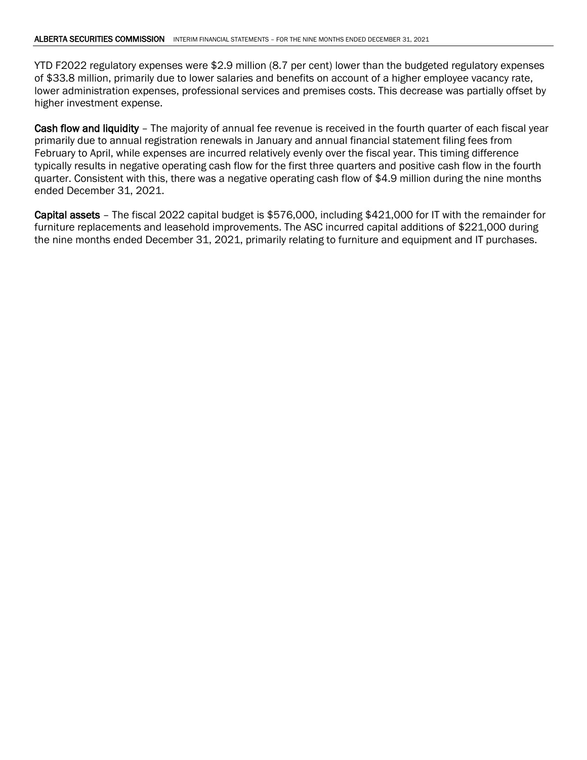YTD F2022 regulatory expenses were $2.9 million (8.7 per cent) lower than the budgeted regulatory expenses of $33.8 million, primarily due to lower salaries and benefits on account of a higher employee vacancy rate, lower administration expenses, professional services and premises costs. This decrease was partially offset by higher investment expense.

**Cash flow and liquidity** – The majority of annual fee revenue is received in the fourth quarter of each fiscal year primarily due to annual registration renewals in January and annual financial statement filing fees from February to April, while expenses are incurred relatively evenly over the fiscal year. This timing difference typically results in negative operating cash flow for the first three quarters and positive cash flow in the fourth quarter. Consistent with this, there was a negative operating cash flow of $4.9 million during the nine months ended December 31, 2021.

**Capital assets** – The fiscal 2022 capital budget is $576,000, including $421,000 for IT with the remainder for furniture replacements and leasehold improvements. The ASC incurred capital additions of $221,000 during the nine months ended December 31, 2021, primarily relating to furniture and equipment and IT purchases.